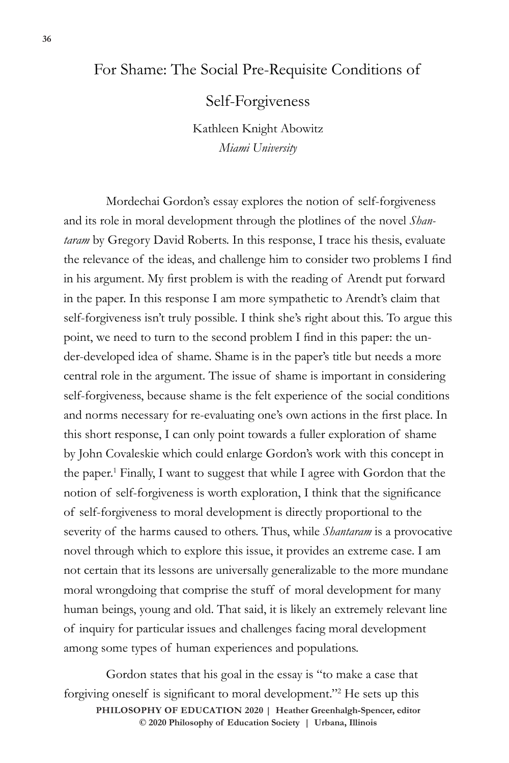# For Shame: The Social Pre-Requisite Conditions of Self-Forgiveness

Kathleen Knight Abowitz
*Miami University*

Mordechai Gordon's essay explores the notion of self-forgiveness and its role in moral development through the plotlines of the novel *Shantaram* by Gregory David Roberts. In this response, I trace his thesis, evaluate the relevance of the ideas, and challenge him to consider two problems I find in his argument. My first problem is with the reading of Arendt put forward in the paper. In this response I am more sympathetic to Arendt's claim that self-forgiveness isn't truly possible. I think she's right about this. To argue this point, we need to turn to the second problem I find in this paper: the under-developed idea of shame. Shame is in the paper's title but needs a more central role in the argument. The issue of shame is important in considering self-forgiveness, because shame is the felt experience of the social conditions and norms necessary for re-evaluating one's own actions in the first place. In this short response, I can only point towards a fuller exploration of shame by John Covaleskie which could enlarge Gordon's work with this concept in the paper.[1] Finally, I want to suggest that while I agree with Gordon that the notion of self-forgiveness is worth exploration, I think that the significance of self-forgiveness to moral development is directly proportional to the severity of the harms caused to others. Thus, while *Shantaram* is a provocative novel through which to explore this issue, it provides an extreme case. I am not certain that its lessons are universally generalizable to the more mundane moral wrongdoing that comprise the stuff of moral development for many human beings, young and old. That said, it is likely an extremely relevant line of inquiry for particular issues and challenges facing moral development among some types of human experiences and populations.

Gordon states that his goal in the essay is "to make a case that forgiving oneself is significant to moral development."[2] He sets up this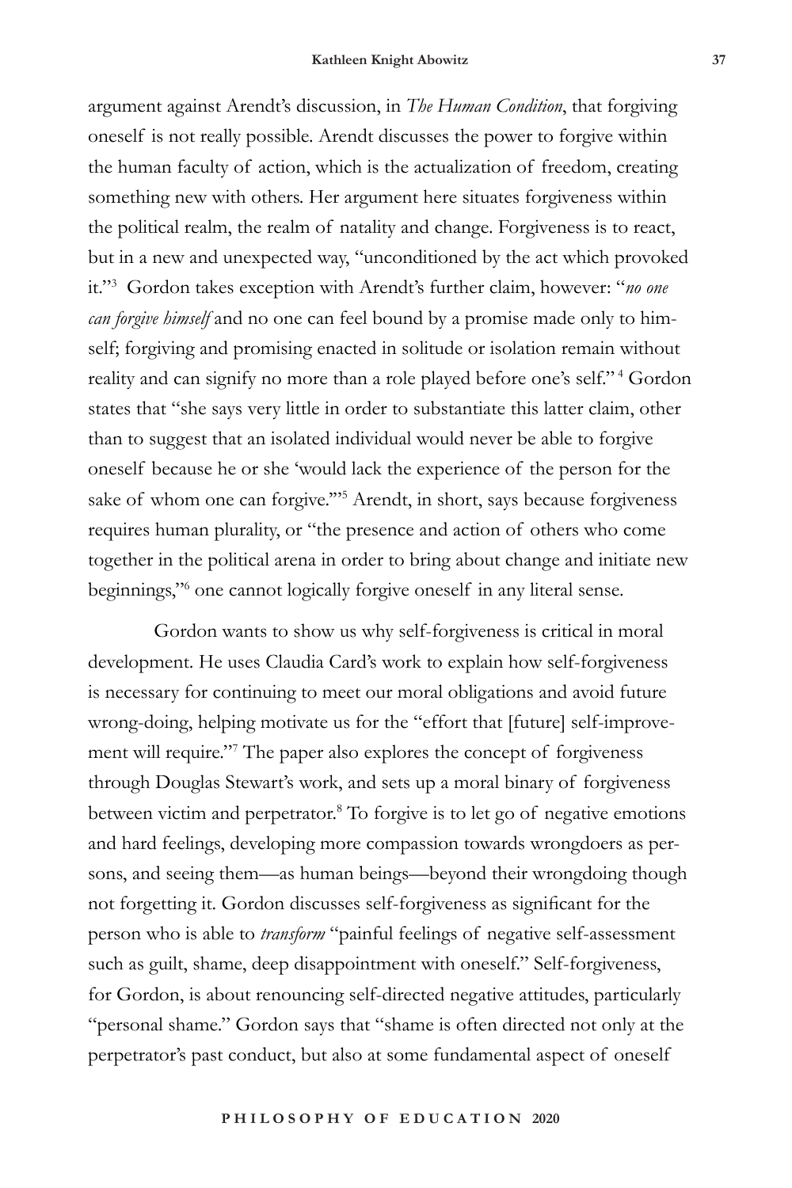argument against Arendt's discussion, in *The Human Condition*, that forgiving oneself is not really possible. Arendt discusses the power to forgive within the human faculty of action, which is the actualization of freedom, creating something new with others. Her argument here situates forgiveness within the political realm, the realm of natality and change. Forgiveness is to react, but in a new and unexpected way, "unconditioned by the act which provoked it."[3] Gordon takes exception with Arendt's further claim, however: "*no one can forgive himself* and no one can feel bound by a promise made only to himself; forgiving and promising enacted in solitude or isolation remain without reality and can signify no more than a role played before one's self."[4] Gordon states that "she says very little in order to substantiate this latter claim, other than to suggest that an isolated individual would never be able to forgive oneself because he or she 'would lack the experience of the person for the sake of whom one can forgive.'"[5] Arendt, in short, says because forgiveness requires human plurality, or "the presence and action of others who come together in the political arena in order to bring about change and initiate new beginnings,"[6] one cannot logically forgive oneself in any literal sense.

Gordon wants to show us why self-forgiveness is critical in moral development. He uses Claudia Card's work to explain how self-forgiveness is necessary for continuing to meet our moral obligations and avoid future wrong-doing, helping motivate us for the "effort that [future] self-improvement will require."[7] The paper also explores the concept of forgiveness through Douglas Stewart's work, and sets up a moral binary of forgiveness between victim and perpetrator.[8] To forgive is to let go of negative emotions and hard feelings, developing more compassion towards wrongdoers as persons, and seeing them—as human beings—beyond their wrongdoing though not forgetting it. Gordon discusses self-forgiveness as significant for the person who is able to *transform* "painful feelings of negative self-assessment such as guilt, shame, deep disappointment with oneself." Self-forgiveness, for Gordon, is about renouncing self-directed negative attitudes, particularly "personal shame." Gordon says that "shame is often directed not only at the perpetrator's past conduct, but also at some fundamental aspect of oneself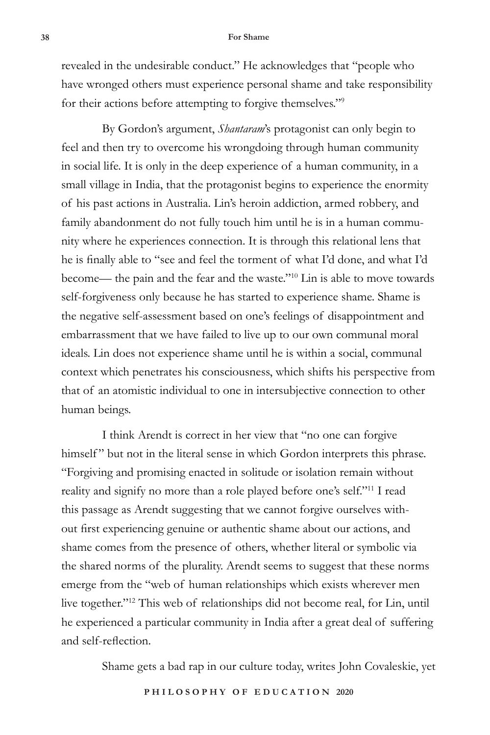revealed in the undesirable conduct." He acknowledges that "people who have wronged others must experience personal shame and take responsibility for their actions before attempting to forgive themselves."[9]

By Gordon's argument, *Shantaram*'s protagonist can only begin to feel and then try to overcome his wrongdoing through human community in social life. It is only in the deep experience of a human community, in a small village in India, that the protagonist begins to experience the enormity of his past actions in Australia. Lin's heroin addiction, armed robbery, and family abandonment do not fully touch him until he is in a human community where he experiences connection. It is through this relational lens that he is finally able to "see and feel the torment of what I'd done, and what I'd become— the pain and the fear and the waste."[10] Lin is able to move towards self-forgiveness only because he has started to experience shame. Shame is the negative self-assessment based on one's feelings of disappointment and embarrassment that we have failed to live up to our own communal moral ideals. Lin does not experience shame until he is within a social, communal context which penetrates his consciousness, which shifts his perspective from that of an atomistic individual to one in intersubjective connection to other human beings.

I think Arendt is correct in her view that "no one can forgive himself" but not in the literal sense in which Gordon interprets this phrase. "Forgiving and promising enacted in solitude or isolation remain without reality and signify no more than a role played before one's self."[11] I read this passage as Arendt suggesting that we cannot forgive ourselves without first experiencing genuine or authentic shame about our actions, and shame comes from the presence of others, whether literal or symbolic via the shared norms of the plurality. Arendt seems to suggest that these norms emerge from the "web of human relationships which exists wherever men live together."[12] This web of relationships did not become real, for Lin, until he experienced a particular community in India after a great deal of suffering and self-reflection.

Shame gets a bad rap in our culture today, writes John Covaleskie, yet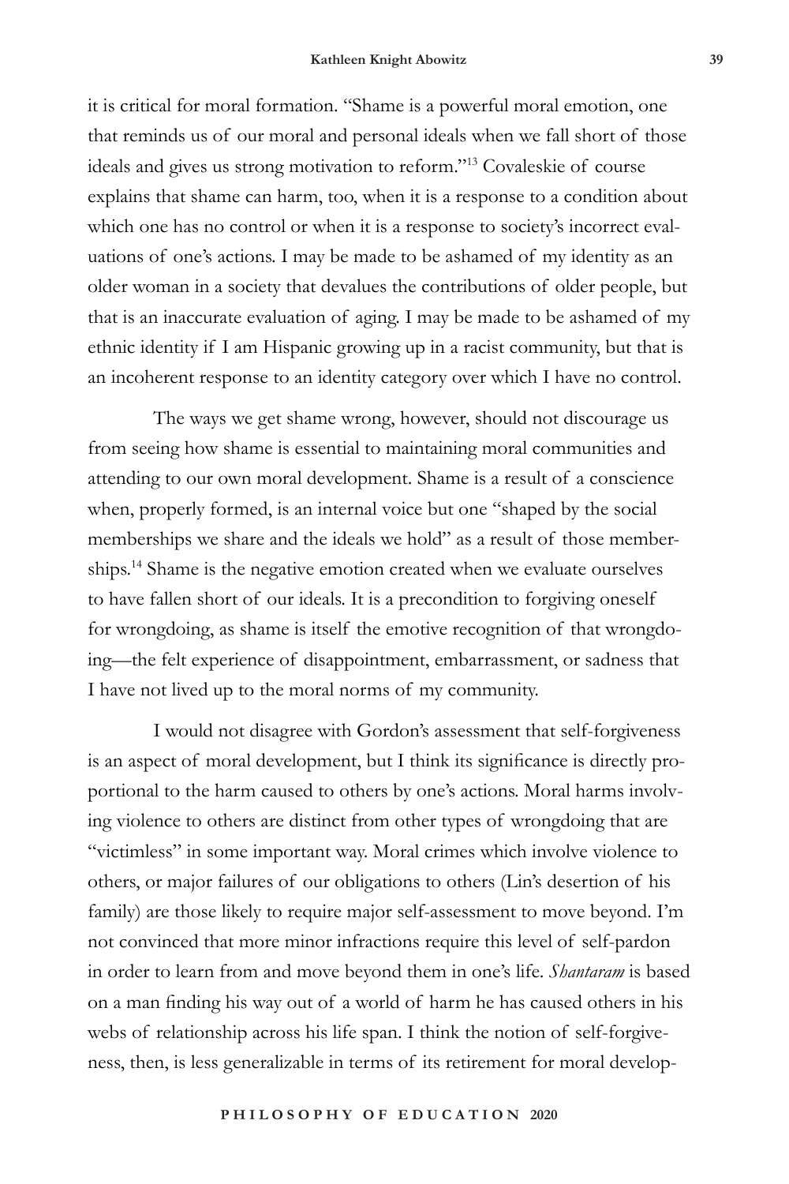it is critical for moral formation. "Shame is a powerful moral emotion, one that reminds us of our moral and personal ideals when we fall short of those ideals and gives us strong motivation to reform."[13] Covaleskie of course explains that shame can harm, too, when it is a response to a condition about which one has no control or when it is a response to society's incorrect evaluations of one's actions. I may be made to be ashamed of my identity as an older woman in a society that devalues the contributions of older people, but that is an inaccurate evaluation of aging. I may be made to be ashamed of my ethnic identity if I am Hispanic growing up in a racist community, but that is an incoherent response to an identity category over which I have no control.

The ways we get shame wrong, however, should not discourage us from seeing how shame is essential to maintaining moral communities and attending to our own moral development. Shame is a result of a conscience when, properly formed, is an internal voice but one "shaped by the social memberships we share and the ideals we hold" as a result of those memberships.[14] Shame is the negative emotion created when we evaluate ourselves to have fallen short of our ideals. It is a precondition to forgiving oneself for wrongdoing, as shame is itself the emotive recognition of that wrongdoing—the felt experience of disappointment, embarrassment, or sadness that I have not lived up to the moral norms of my community.

I would not disagree with Gordon's assessment that self-forgiveness is an aspect of moral development, but I think its significance is directly proportional to the harm caused to others by one's actions. Moral harms involving violence to others are distinct from other types of wrongdoing that are "victimless" in some important way. Moral crimes which involve violence to others, or major failures of our obligations to others (Lin's desertion of his family) are those likely to require major self-assessment to move beyond. I'm not convinced that more minor infractions require this level of self-pardon in order to learn from and move beyond them in one's life. *Shantaram* is based on a man finding his way out of a world of harm he has caused others in his webs of relationship across his life span. I think the notion of self-forgiveness, then, is less generalizable in terms of its retirement for moral develop-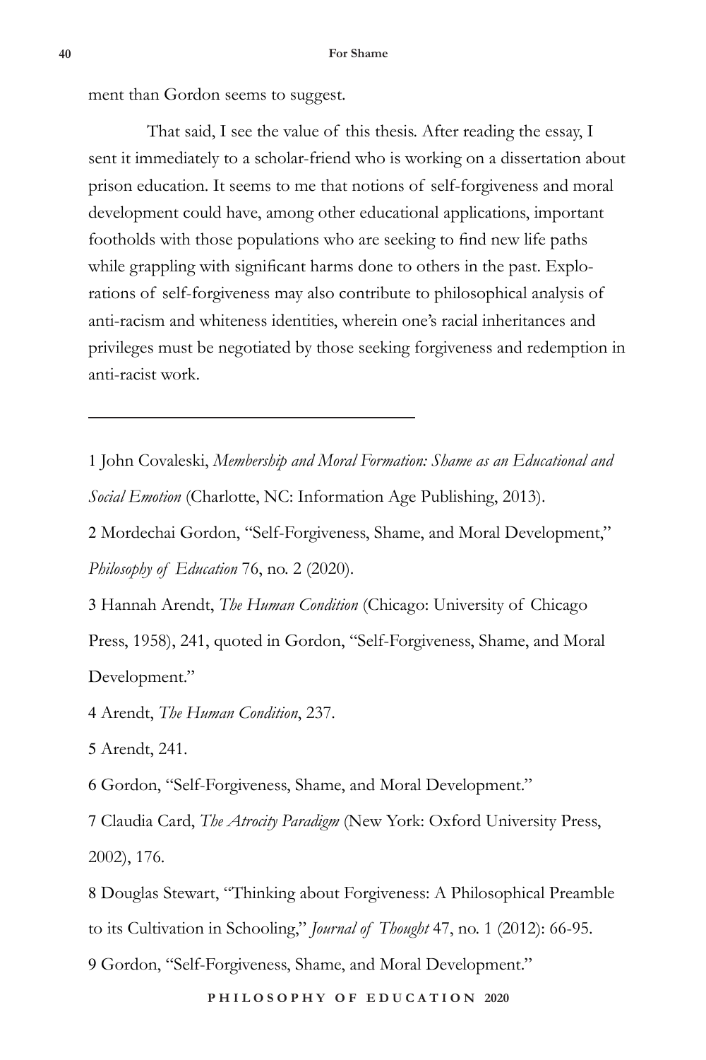ment than Gordon seems to suggest.

That said, I see the value of this thesis. After reading the essay, I sent it immediately to a scholar-friend who is working on a dissertation about prison education. It seems to me that notions of self-forgiveness and moral development could have, among other educational applications, important footholds with those populations who are seeking to find new life paths while grappling with significant harms done to others in the past. Explorations of self-forgiveness may also contribute to philosophical analysis of anti-racism and whiteness identities, wherein one's racial inheritances and privileges must be negotiated by those seeking forgiveness and redemption in anti-racist work.

---

1 John Covaleski, *Membership and Moral Formation: Shame as an Educational and Social Emotion* (Charlotte, NC: Information Age Publishing, 2013).

2 Mordechai Gordon, "Self-Forgiveness, Shame, and Moral Development," *Philosophy of Education* 76, no. 2 (2020).

3 Hannah Arendt, *The Human Condition* (Chicago: University of Chicago Press, 1958), 241, quoted in Gordon, "Self-Forgiveness, Shame, and Moral Development."

4 Arendt, *The Human Condition*, 237.

5 Arendt, 241.

6 Gordon, "Self-Forgiveness, Shame, and Moral Development."

7 Claudia Card, *The Atrocity Paradigm* (New York: Oxford University Press, 2002), 176.

8 Douglas Stewart, "Thinking about Forgiveness: A Philosophical Preamble to its Cultivation in Schooling," *Journal of Thought* 47, no. 1 (2012): 66-95.

9 Gordon, "Self-Forgiveness, Shame, and Moral Development."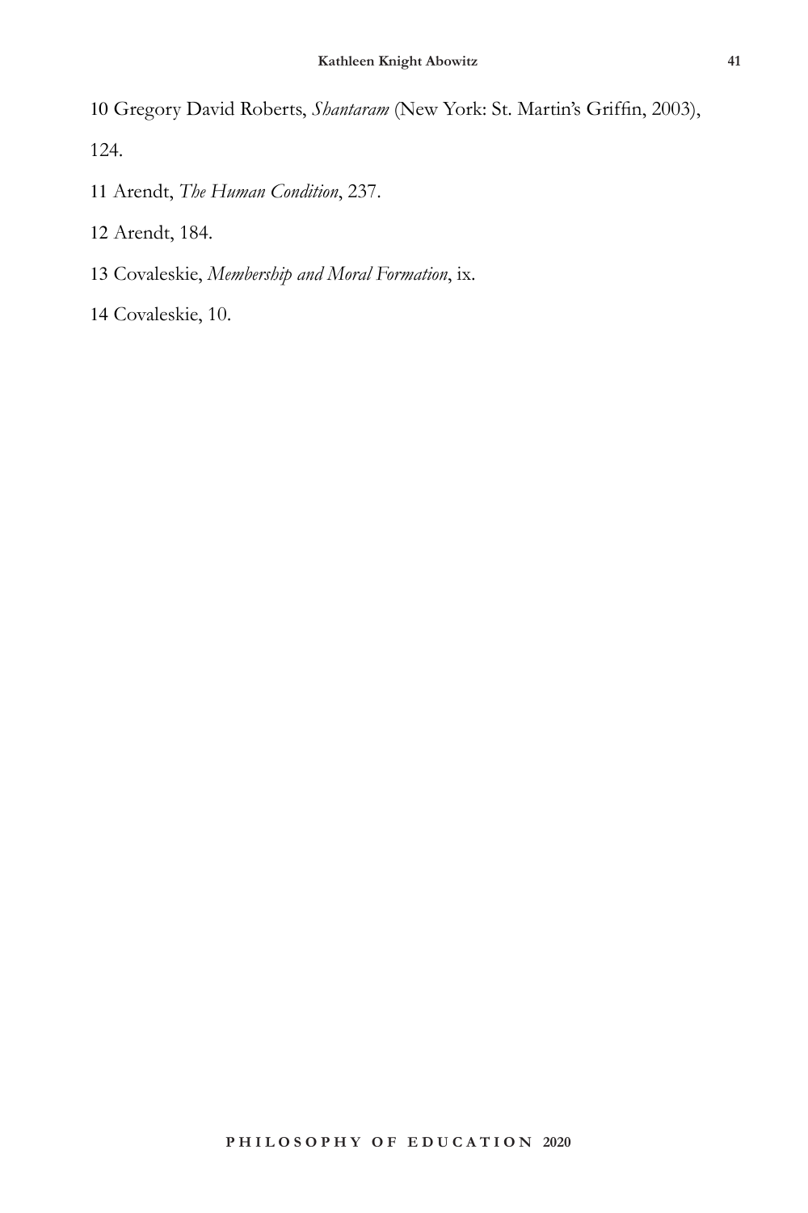10 Gregory David Roberts, *Shantaram* (New York: St. Martin's Griffin, 2003), 124.

11 Arendt, *The Human Condition*, 237.

12 Arendt, 184.

13 Covaleskie, *Membership and Moral Formation*, ix.

14 Covaleskie, 10.